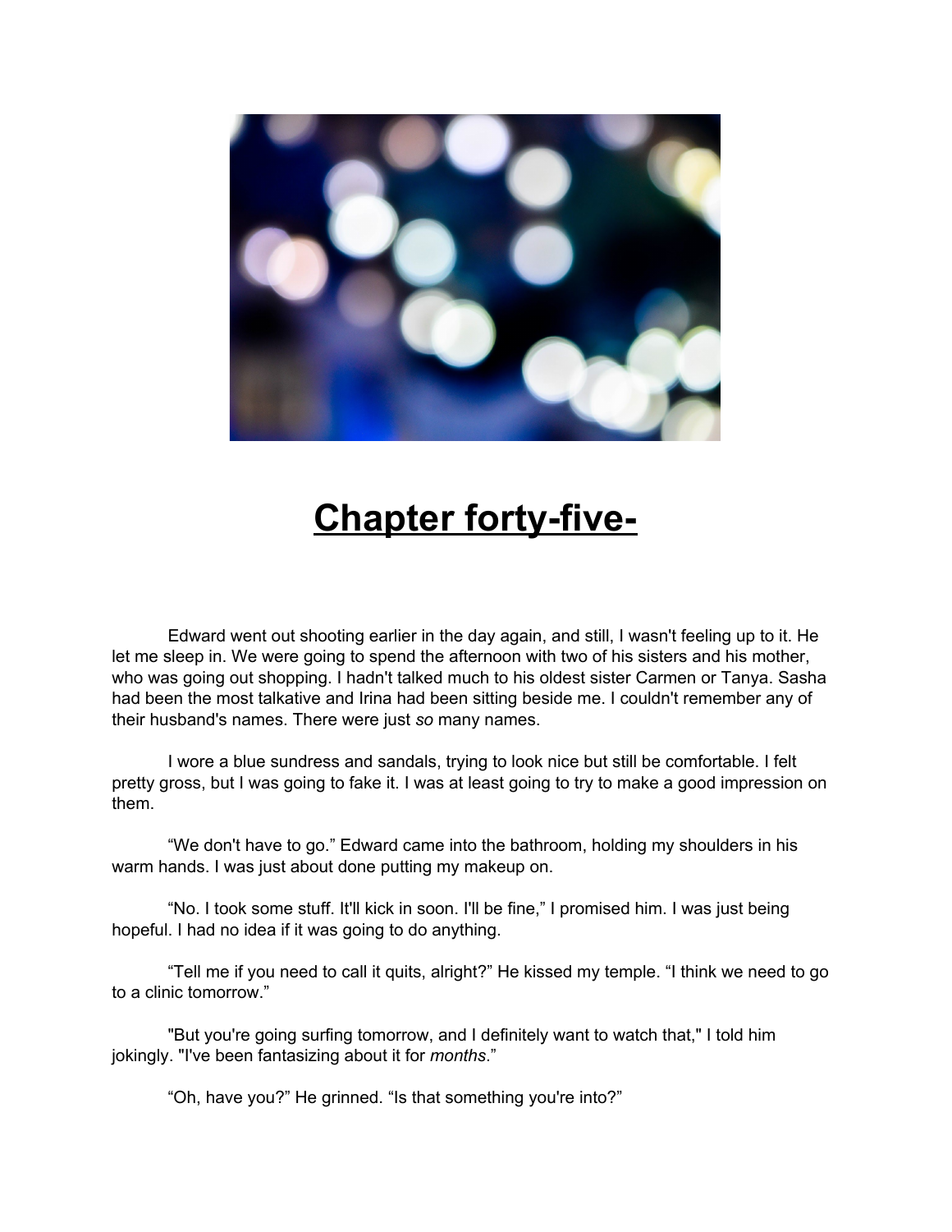# Chapter forty-five-

Edward went out shooting earlier in the day again, and still, I wasn't feeling up to it. He let me sleep in. We were going to spend the afternoon with two of his sisters and his mother, who was going out shopping. I hadn't talked much to his oldest sister Carmen or Tanya. Sasha had been the most talkative and Irina had been sitting beside me. I couldn't remember any of their husband's names. There were just *so* many names.

I wore a blue sundress and sandals, trying to look nice but still be comfortable. I felt pretty gross, but I was going to fake it. I was at least going to try to make a good impression on them.

"We don't have to go." Edward came into the bathroom, holding my shoulders in his warm hands. I was just about done putting my makeup on.

"No. I took some stuff. It'll kick in soon. I'll be fine," I promised him. I was just being hopeful. I had no idea if it was going to do anything.

"Tell me if you need to call it quits, alright?" He kissed my temple. "I think we need to go to a clinic tomorrow."

"But you're going surfing tomorrow, and I definitely want to watch that," I told him jokingly. "I've been fantasizing about it for *months*."

"Oh, have you?" He grinned. "Is that something you're into?"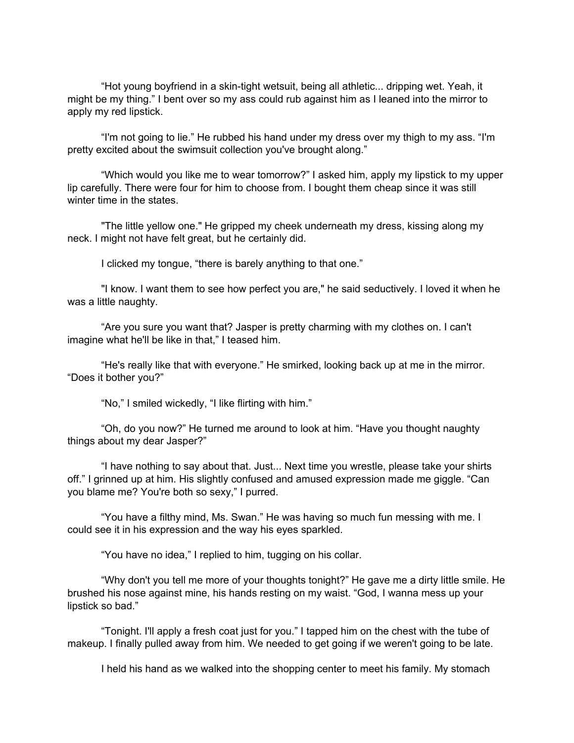“Hot young boyfriend in a skin-tight wetsuit, being all athletic... dripping wet. Yeah, it might be my thing.” I bent over so my ass could rub against him as I leaned into the mirror to apply my red lipstick.

“I'm not going to lie.” He rubbed his hand under my dress over my thigh to my ass. “I'm pretty excited about the swimsuit collection you've brought along.”

“Which would you like me to wear tomorrow?” I asked him, apply my lipstick to my upper lip carefully. There were four for him to choose from. I bought them cheap since it was still winter time in the states.

"The little yellow one." He gripped my cheek underneath my dress, kissing along my neck. I might not have felt great, but he certainly did.

I clicked my tongue, “there is barely anything to that one.”

"I know. I want them to see how perfect you are," he said seductively. I loved it when he was a little naughty.

“Are you sure you want that? Jasper is pretty charming with my clothes on. I can't imagine what he'll be like in that,” I teased him.

“He's really like that with everyone.” He smirked, looking back up at me in the mirror. “Does it bother you?”

“No,” I smiled wickedly, “I like flirting with him.”

“Oh, do you now?” He turned me around to look at him. “Have you thought naughty things about my dear Jasper?”

“I have nothing to say about that. Just... Next time you wrestle, please take your shirts off.” I grinned up at him. His slightly confused and amused expression made me giggle. “Can you blame me? You're both so sexy,” I purred.

“You have a filthy mind, Ms. Swan.” He was having so much fun messing with me. I could see it in his expression and the way his eyes sparkled.

“You have no idea,” I replied to him, tugging on his collar.

“Why don't you tell me more of your thoughts tonight?” He gave me a dirty little smile. He brushed his nose against mine, his hands resting on my waist. “God, I wanna mess up your lipstick so bad.”

“Tonight. I'll apply a fresh coat just for you.” I tapped him on the chest with the tube of makeup. I finally pulled away from him. We needed to get going if we weren't going to be late.

I held his hand as we walked into the shopping center to meet his family. My stomach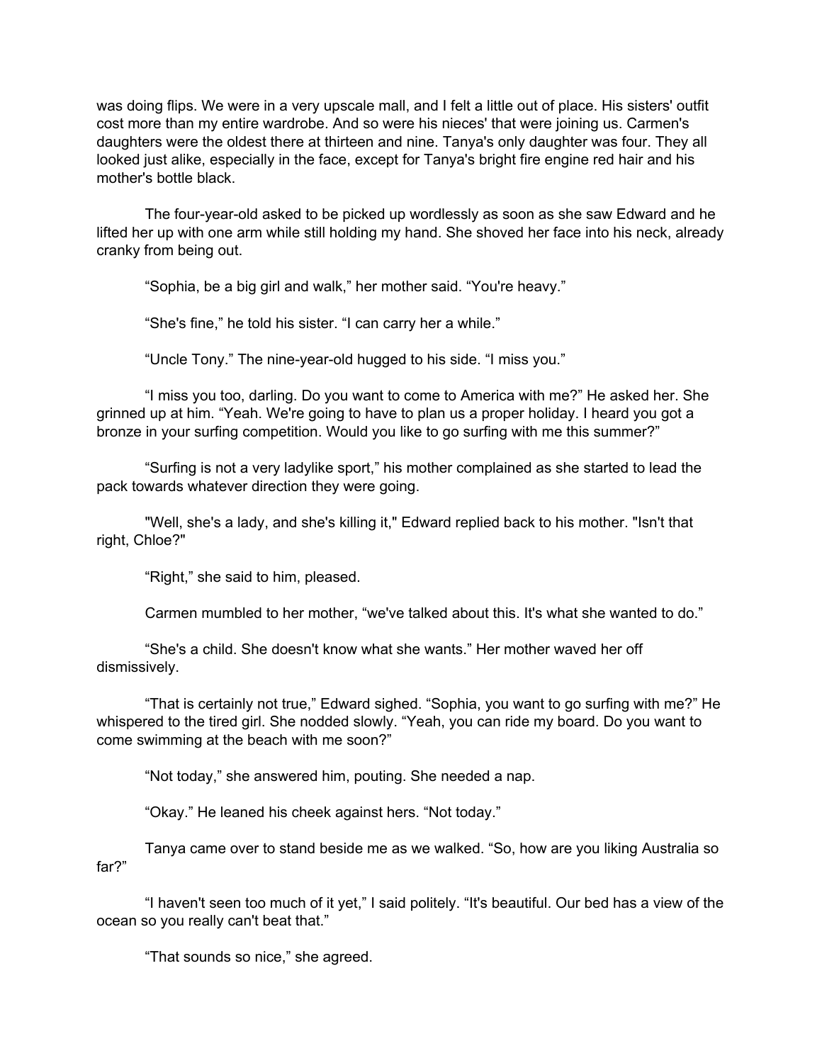was doing flips. We were in a very upscale mall, and I felt a little out of place. His sisters' outfit cost more than my entire wardrobe. And so were his nieces' that were joining us. Carmen's daughters were the oldest there at thirteen and nine. Tanya's only daughter was four. They all looked just alike, especially in the face, except for Tanya's bright fire engine red hair and his mother's bottle black.

The four-year-old asked to be picked up wordlessly as soon as she saw Edward and he lifted her up with one arm while still holding my hand. She shoved her face into his neck, already cranky from being out.

"Sophia, be a big girl and walk," her mother said. "You're heavy."

"She's fine," he told his sister. "I can carry her a while."

"Uncle Tony." The nine-year-old hugged to his side. "I miss you."

"I miss you too, darling. Do you want to come to America with me?" He asked her. She grinned up at him. "Yeah. We're going to have to plan us a proper holiday. I heard you got a bronze in your surfing competition. Would you like to go surfing with me this summer?"

"Surfing is not a very ladylike sport," his mother complained as she started to lead the pack towards whatever direction they were going.

"Well, she's a lady, and she's killing it," Edward replied back to his mother. "Isn't that right, Chloe?"

"Right," she said to him, pleased.

Carmen mumbled to her mother, "we've talked about this. It's what she wanted to do."

"She's a child. She doesn't know what she wants." Her mother waved her off dismissively.

"That is certainly not true," Edward sighed. "Sophia, you want to go surfing with me?" He whispered to the tired girl. She nodded slowly. "Yeah, you can ride my board. Do you want to come swimming at the beach with me soon?"

"Not today," she answered him, pouting. She needed a nap.

"Okay." He leaned his cheek against hers. "Not today."

Tanya came over to stand beside me as we walked. "So, how are you liking Australia so far?"

"I haven't seen too much of it yet," I said politely. "It's beautiful. Our bed has a view of the ocean so you really can't beat that."

"That sounds so nice," she agreed.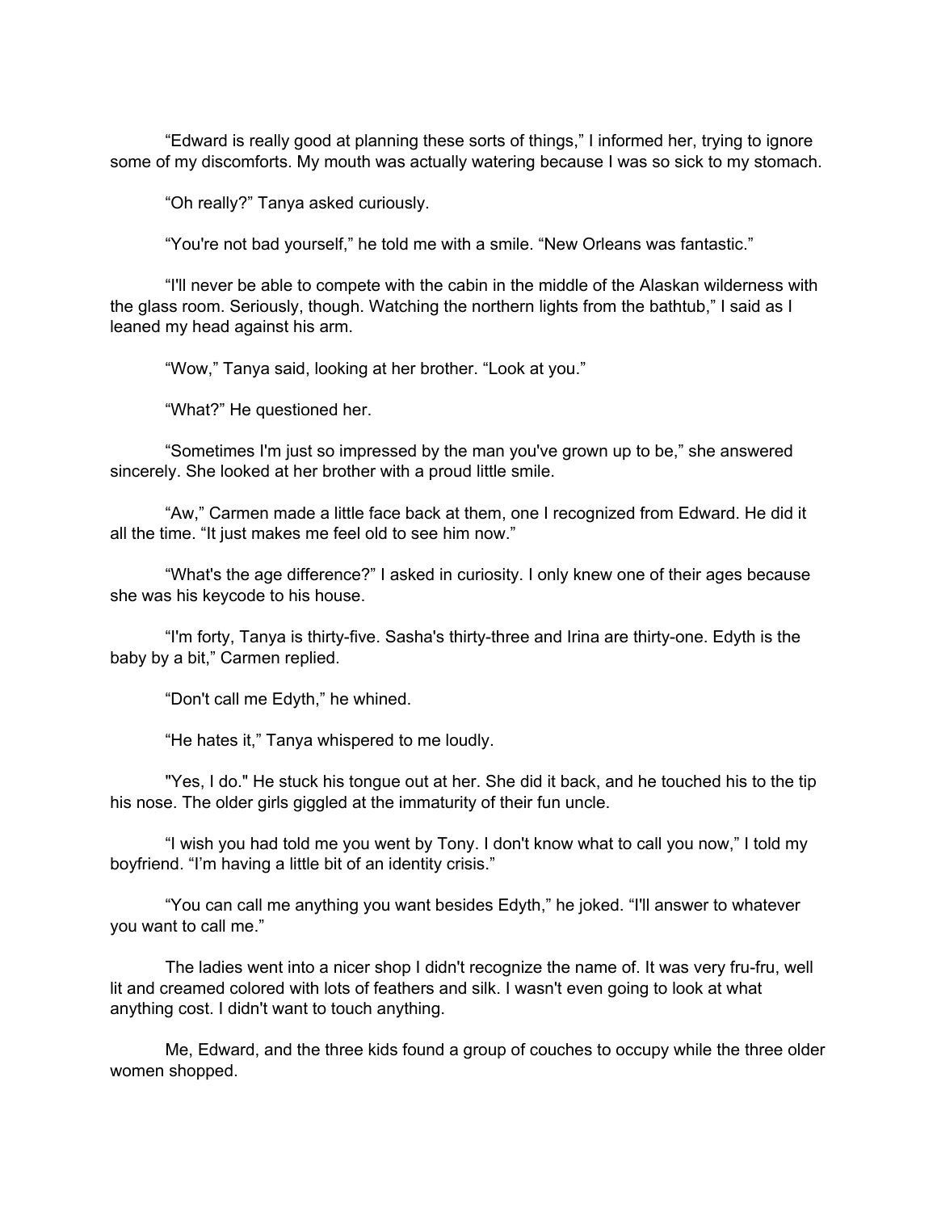"Edward is really good at planning these sorts of things," I informed her, trying to ignore some of my discomforts. My mouth was actually watering because I was so sick to my stomach.

"Oh really?" Tanya asked curiously.

"You're not bad yourself," he told me with a smile. "New Orleans was fantastic."

"I'll never be able to compete with the cabin in the middle of the Alaskan wilderness with the glass room. Seriously, though. Watching the northern lights from the bathtub," I said as I leaned my head against his arm.

"Wow," Tanya said, looking at her brother. "Look at you."

"What?" He questioned her.

"Sometimes I'm just so impressed by the man you've grown up to be," she answered sincerely. She looked at her brother with a proud little smile.

"Aw," Carmen made a little face back at them, one I recognized from Edward. He did it all the time. "It just makes me feel old to see him now."

"What's the age difference?" I asked in curiosity. I only knew one of their ages because she was his keycode to his house.

"I'm forty, Tanya is thirty-five. Sasha's thirty-three and Irina are thirty-one. Edyth is the baby by a bit," Carmen replied.

"Don't call me Edyth," he whined.

"He hates it," Tanya whispered to me loudly.

"Yes, I do." He stuck his tongue out at her. She did it back, and he touched his to the tip his nose. The older girls giggled at the immaturity of their fun uncle.

"I wish you had told me you went by Tony. I don't know what to call you now," I told my boyfriend. "I'm having a little bit of an identity crisis."

"You can call me anything you want besides Edyth," he joked. "I'll answer to whatever you want to call me."

The ladies went into a nicer shop I didn't recognize the name of. It was very fru-fru, well lit and creamed colored with lots of feathers and silk. I wasn't even going to look at what anything cost. I didn't want to touch anything.

Me, Edward, and the three kids found a group of couches to occupy while the three older women shopped.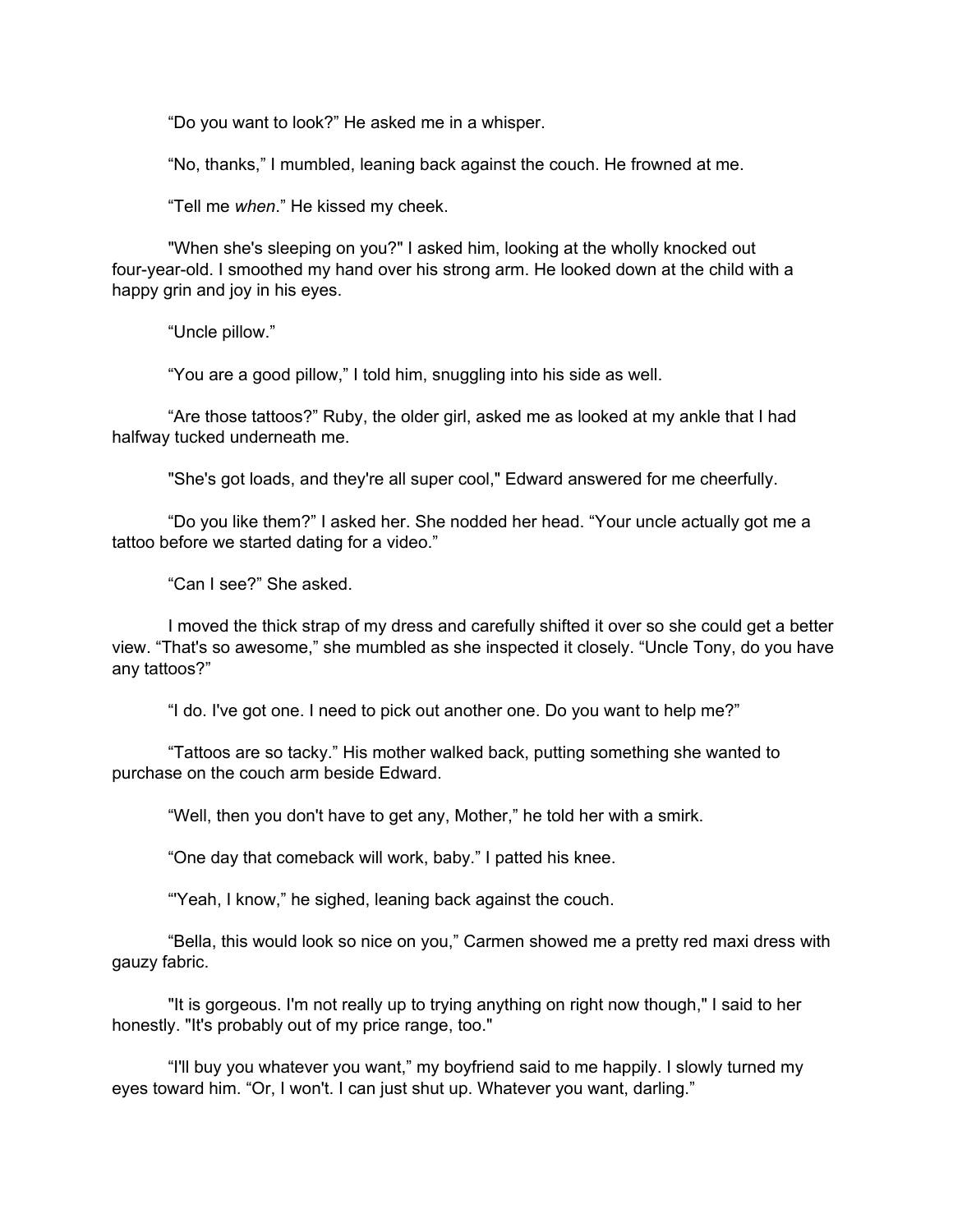"Do you want to look?" He asked me in a whisper.

"No, thanks," I mumbled, leaning back against the couch. He frowned at me.

"Tell me *when*." He kissed my cheek.

"When she's sleeping on you?" I asked him, looking at the wholly knocked out four-year-old. I smoothed my hand over his strong arm. He looked down at the child with a happy grin and joy in his eyes.

"Uncle pillow."

"You are a good pillow," I told him, snuggling into his side as well.

"Are those tattoos?" Ruby, the older girl, asked me as looked at my ankle that I had halfway tucked underneath me.

"She's got loads, and they're all super cool," Edward answered for me cheerfully.

"Do you like them?" I asked her. She nodded her head. "Your uncle actually got me a tattoo before we started dating for a video."

"Can I see?" She asked.

I moved the thick strap of my dress and carefully shifted it over so she could get a better view. "That's so awesome," she mumbled as she inspected it closely. "Uncle Tony, do you have any tattoos?"

"I do. I've got one. I need to pick out another one. Do you want to help me?"

"Tattoos are so tacky." His mother walked back, putting something she wanted to purchase on the couch arm beside Edward.

"Well, then you don't have to get any, Mother," he told her with a smirk.

"One day that comeback will work, baby." I patted his knee.

"'Yeah, I know," he sighed, leaning back against the couch.

"Bella, this would look so nice on you," Carmen showed me a pretty red maxi dress with gauzy fabric.

"It is gorgeous. I'm not really up to trying anything on right now though," I said to her honestly. "It's probably out of my price range, too."

"I'll buy you whatever you want," my boyfriend said to me happily. I slowly turned my eyes toward him. "Or, I won't. I can just shut up. Whatever you want, darling."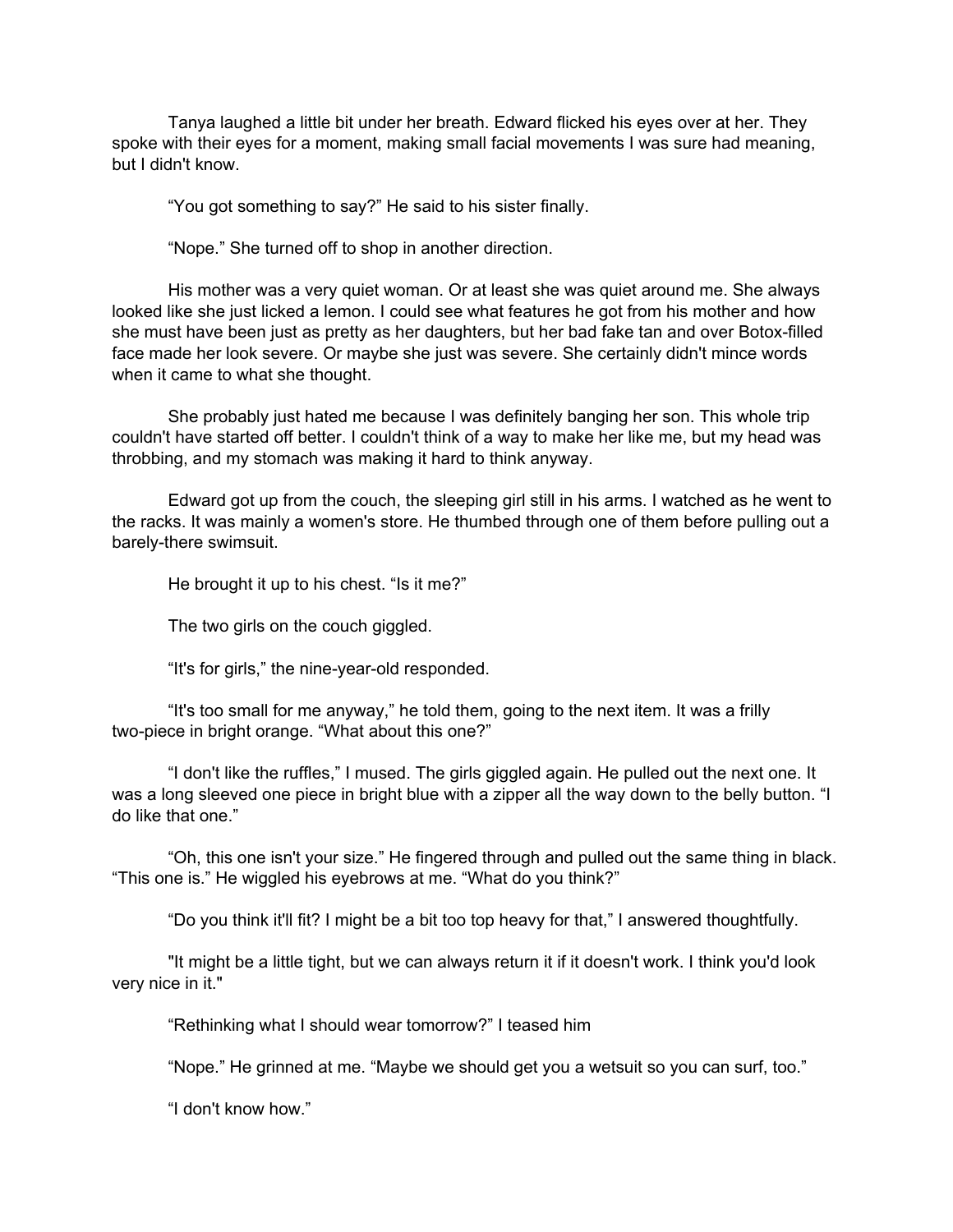Tanya laughed a little bit under her breath. Edward flicked his eyes over at her. They spoke with their eyes for a moment, making small facial movements I was sure had meaning, but I didn't know.

“You got something to say?” He said to his sister finally.

“Nope.” She turned off to shop in another direction.

His mother was a very quiet woman. Or at least she was quiet around me. She always looked like she just licked a lemon. I could see what features he got from his mother and how she must have been just as pretty as her daughters, but her bad fake tan and over Botox-filled face made her look severe. Or maybe she just was severe. She certainly didn't mince words when it came to what she thought.

She probably just hated me because I was definitely banging her son. This whole trip couldn't have started off better. I couldn't think of a way to make her like me, but my head was throbbing, and my stomach was making it hard to think anyway.

Edward got up from the couch, the sleeping girl still in his arms. I watched as he went to the racks. It was mainly a women's store. He thumbed through one of them before pulling out a barely-there swimsuit.

He brought it up to his chest. “Is it me?”

The two girls on the couch giggled.

“It's for girls,” the nine-year-old responded.

“It's too small for me anyway,” he told them, going to the next item. It was a frilly two-piece in bright orange. “What about this one?”

“I don't like the ruffles,” I mused. The girls giggled again. He pulled out the next one. It was a long sleeved one piece in bright blue with a zipper all the way down to the belly button. “I do like that one.”

“Oh, this one isn't your size.” He fingered through and pulled out the same thing in black. “This one is.” He wiggled his eyebrows at me. “What do you think?”

“Do you think it'll fit? I might be a bit too top heavy for that,” I answered thoughtfully.

"It might be a little tight, but we can always return it if it doesn't work. I think you'd look very nice in it."

“Rethinking what I should wear tomorrow?” I teased him

“Nope.” He grinned at me. “Maybe we should get you a wetsuit so you can surf, too.”

“I don't know how.”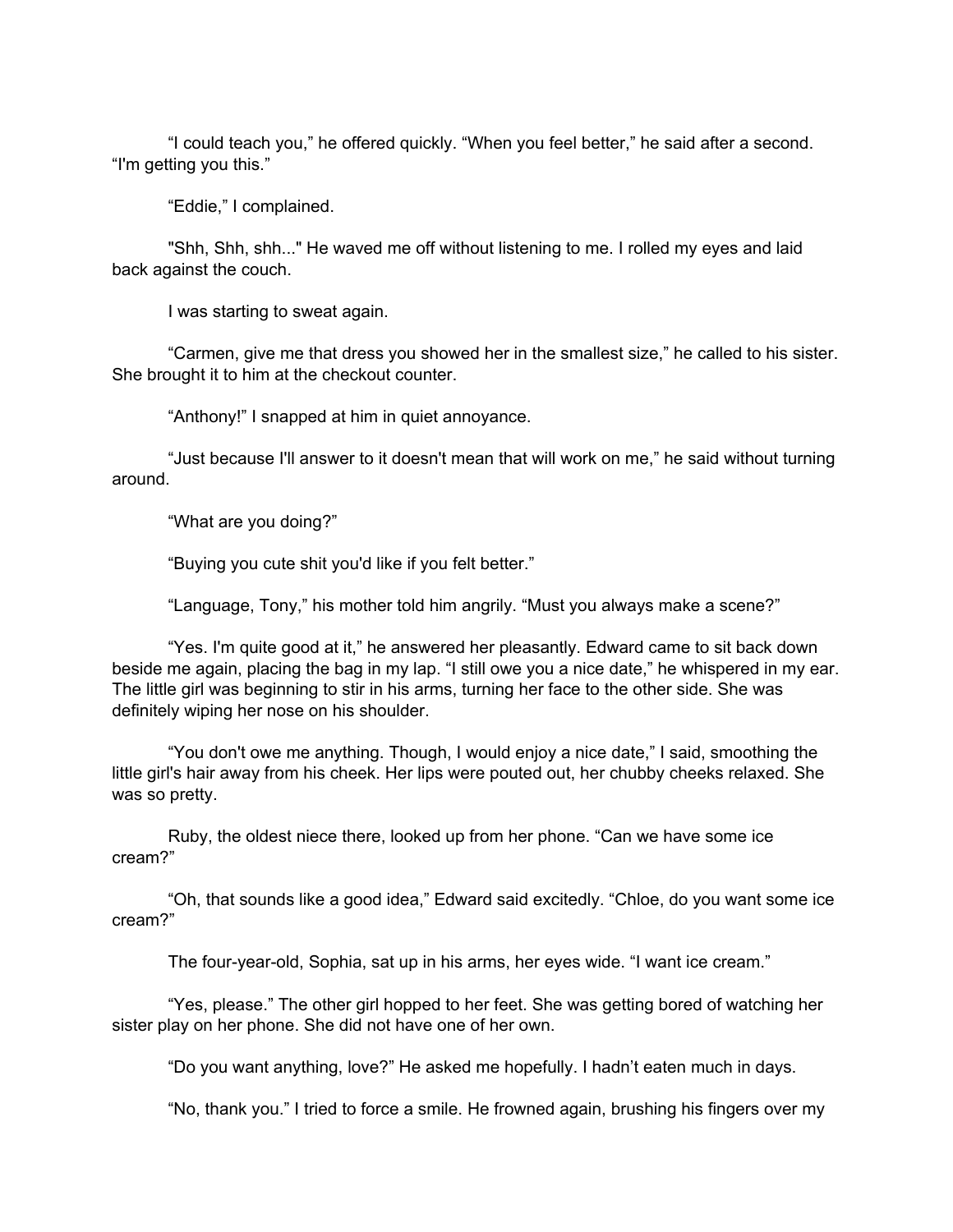"I could teach you," he offered quickly. "When you feel better," he said after a second. "I'm getting you this."

"Eddie," I complained.

"Shh, Shh, shh..." He waved me off without listening to me. I rolled my eyes and laid back against the couch.

I was starting to sweat again.

"Carmen, give me that dress you showed her in the smallest size," he called to his sister. She brought it to him at the checkout counter.

"Anthony!" I snapped at him in quiet annoyance.

"Just because I'll answer to it doesn't mean that will work on me," he said without turning around.

"What are you doing?"

"Buying you cute shit you'd like if you felt better."

"Language, Tony," his mother told him angrily. "Must you always make a scene?"

"Yes. I'm quite good at it," he answered her pleasantly. Edward came to sit back down beside me again, placing the bag in my lap. "I still owe you a nice date," he whispered in my ear. The little girl was beginning to stir in his arms, turning her face to the other side. She was definitely wiping her nose on his shoulder.

"You don't owe me anything. Though, I would enjoy a nice date," I said, smoothing the little girl's hair away from his cheek. Her lips were pouted out, her chubby cheeks relaxed. She was so pretty.

Ruby, the oldest niece there, looked up from her phone. "Can we have some ice cream?"

"Oh, that sounds like a good idea," Edward said excitedly. "Chloe, do you want some ice cream?"

The four-year-old, Sophia, sat up in his arms, her eyes wide. "I want ice cream."

"Yes, please." The other girl hopped to her feet. She was getting bored of watching her sister play on her phone. She did not have one of her own.

"Do you want anything, love?" He asked me hopefully. I hadn't eaten much in days.

"No, thank you." I tried to force a smile. He frowned again, brushing his fingers over my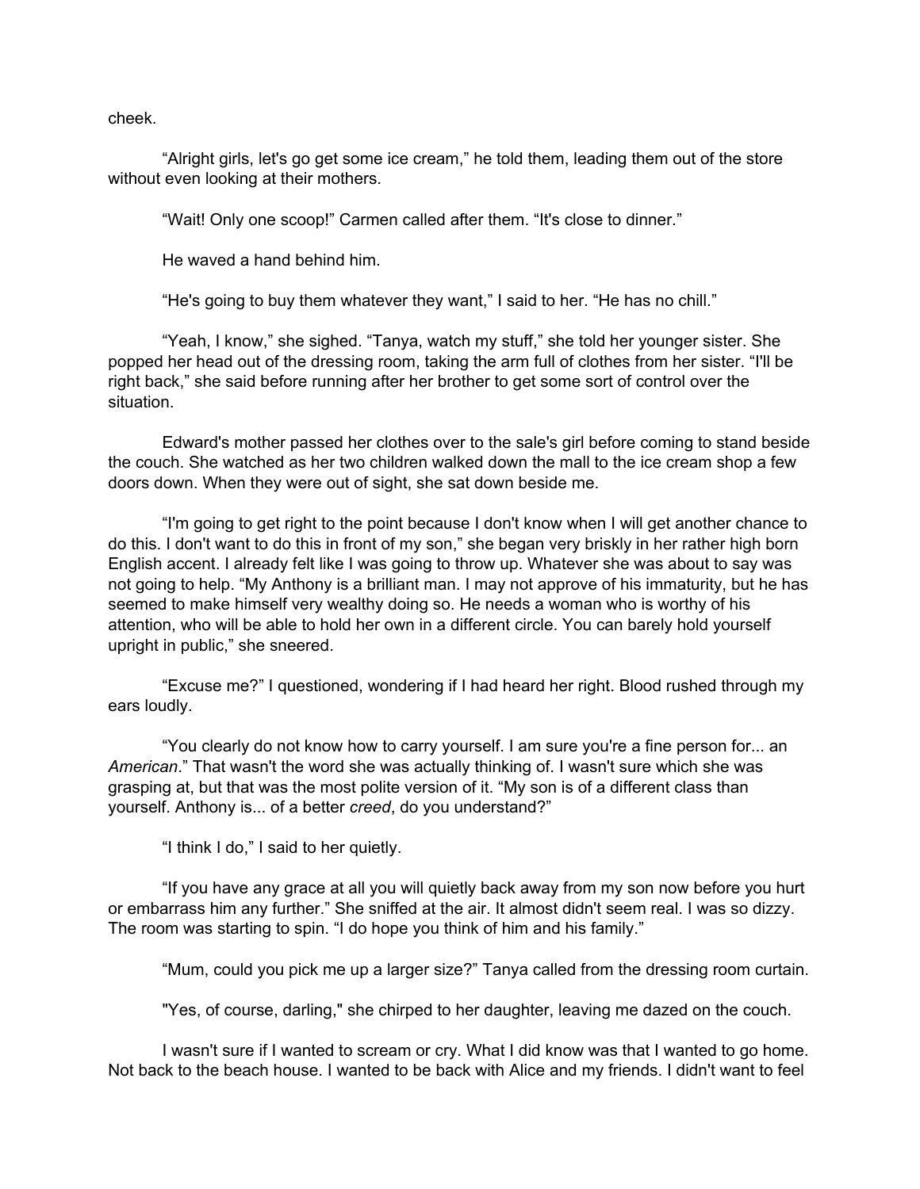cheek.

“Alright girls, let's go get some ice cream,” he told them, leading them out of the store without even looking at their mothers.

“Wait! Only one scoop!” Carmen called after them. “It's close to dinner.”

He waved a hand behind him.

“He's going to buy them whatever they want,” I said to her. “He has no chill.”

“Yeah, I know,” she sighed. “Tanya, watch my stuff,” she told her younger sister. She popped her head out of the dressing room, taking the arm full of clothes from her sister. “I'll be right back,” she said before running after her brother to get some sort of control over the situation.

Edward's mother passed her clothes over to the sale's girl before coming to stand beside the couch. She watched as her two children walked down the mall to the ice cream shop a few doors down. When they were out of sight, she sat down beside me.

“I'm going to get right to the point because I don't know when I will get another chance to do this. I don't want to do this in front of my son,” she began very briskly in her rather high born English accent. I already felt like I was going to throw up. Whatever she was about to say was not going to help. “My Anthony is a brilliant man. I may not approve of his immaturity, but he has seemed to make himself very wealthy doing so. He needs a woman who is worthy of his attention, who will be able to hold her own in a different circle. You can barely hold yourself upright in public,” she sneered.

“Excuse me?” I questioned, wondering if I had heard her right. Blood rushed through my ears loudly.

“You clearly do not know how to carry yourself. I am sure you're a fine person for... an *American*.” That wasn't the word she was actually thinking of. I wasn't sure which she was grasping at, but that was the most polite version of it. “My son is of a different class than yourself. Anthony is... of a better *creed*, do you understand?”

“I think I do,” I said to her quietly.

“If you have any grace at all you will quietly back away from my son now before you hurt or embarrass him any further.” She sniffed at the air. It almost didn't seem real. I was so dizzy. The room was starting to spin. “I do hope you think of him and his family.”

“Mum, could you pick me up a larger size?” Tanya called from the dressing room curtain.

"Yes, of course, darling," she chirped to her daughter, leaving me dazed on the couch.

I wasn't sure if I wanted to scream or cry. What I did know was that I wanted to go home. Not back to the beach house. I wanted to be back with Alice and my friends. I didn't want to feel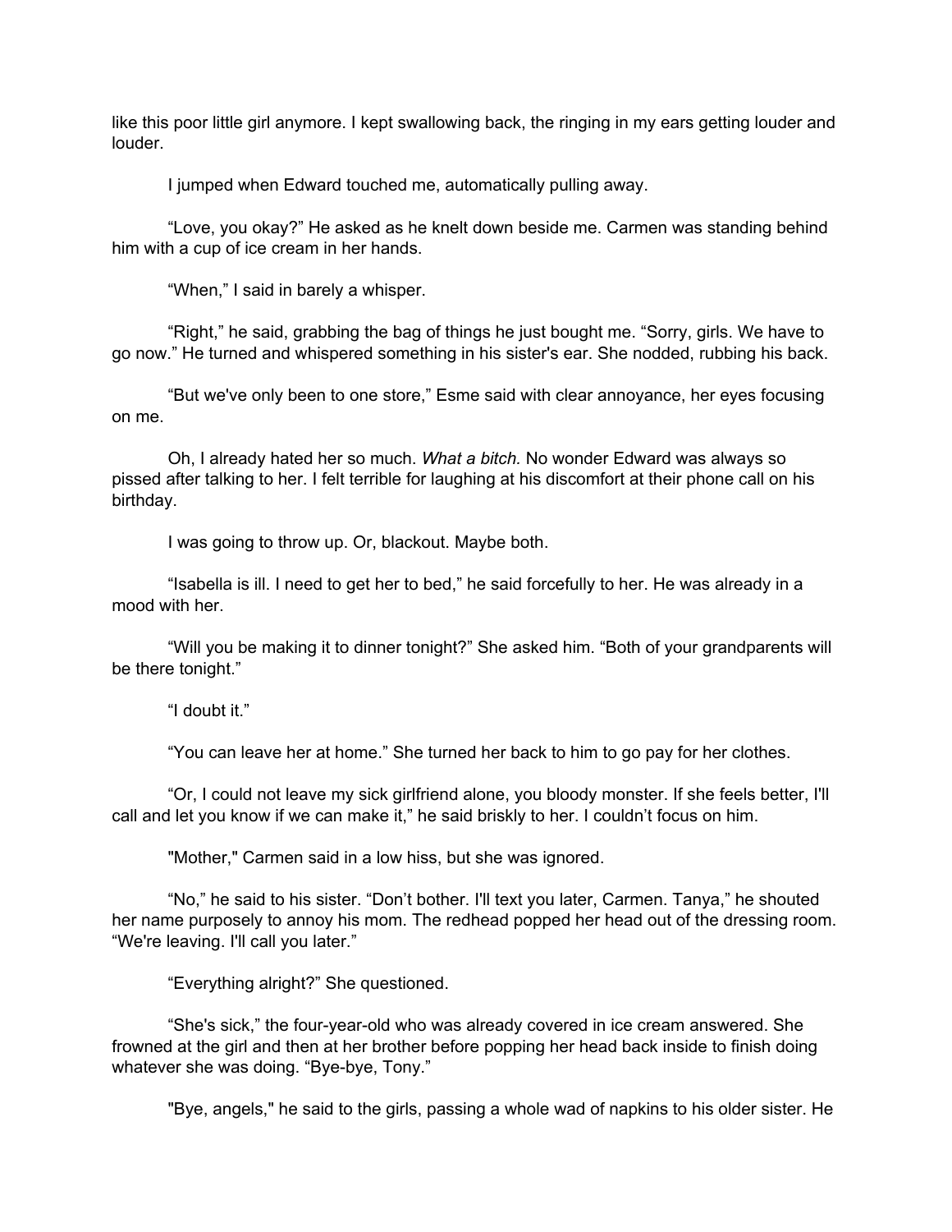like this poor little girl anymore. I kept swallowing back, the ringing in my ears getting louder and louder.

I jumped when Edward touched me, automatically pulling away.

“Love, you okay?” He asked as he knelt down beside me. Carmen was standing behind him with a cup of ice cream in her hands.

“When,” I said in barely a whisper.

“Right,” he said, grabbing the bag of things he just bought me. “Sorry, girls. We have to go now.” He turned and whispered something in his sister's ear. She nodded, rubbing his back.

“But we've only been to one store,” Esme said with clear annoyance, her eyes focusing on me.

Oh, I already hated her so much. *What a bitch.* No wonder Edward was always so pissed after talking to her. I felt terrible for laughing at his discomfort at their phone call on his birthday.

I was going to throw up. Or, blackout. Maybe both.

“Isabella is ill. I need to get her to bed,” he said forcefully to her. He was already in a mood with her.

“Will you be making it to dinner tonight?” She asked him. “Both of your grandparents will be there tonight.”

“I doubt it.”

“You can leave her at home.” She turned her back to him to go pay for her clothes.

“Or, I could not leave my sick girlfriend alone, you bloody monster. If she feels better, I'll call and let you know if we can make it,” he said briskly to her. I couldn’t focus on him.

"Mother," Carmen said in a low hiss, but she was ignored.

“No,” he said to his sister. “Don’t bother. I'll text you later, Carmen. Tanya,” he shouted her name purposely to annoy his mom. The redhead popped her head out of the dressing room. “We're leaving. I'll call you later.”

“Everything alright?” She questioned.

“She's sick,” the four-year-old who was already covered in ice cream answered. She frowned at the girl and then at her brother before popping her head back inside to finish doing whatever she was doing. “Bye-bye, Tony.”

"Bye, angels," he said to the girls, passing a whole wad of napkins to his older sister. He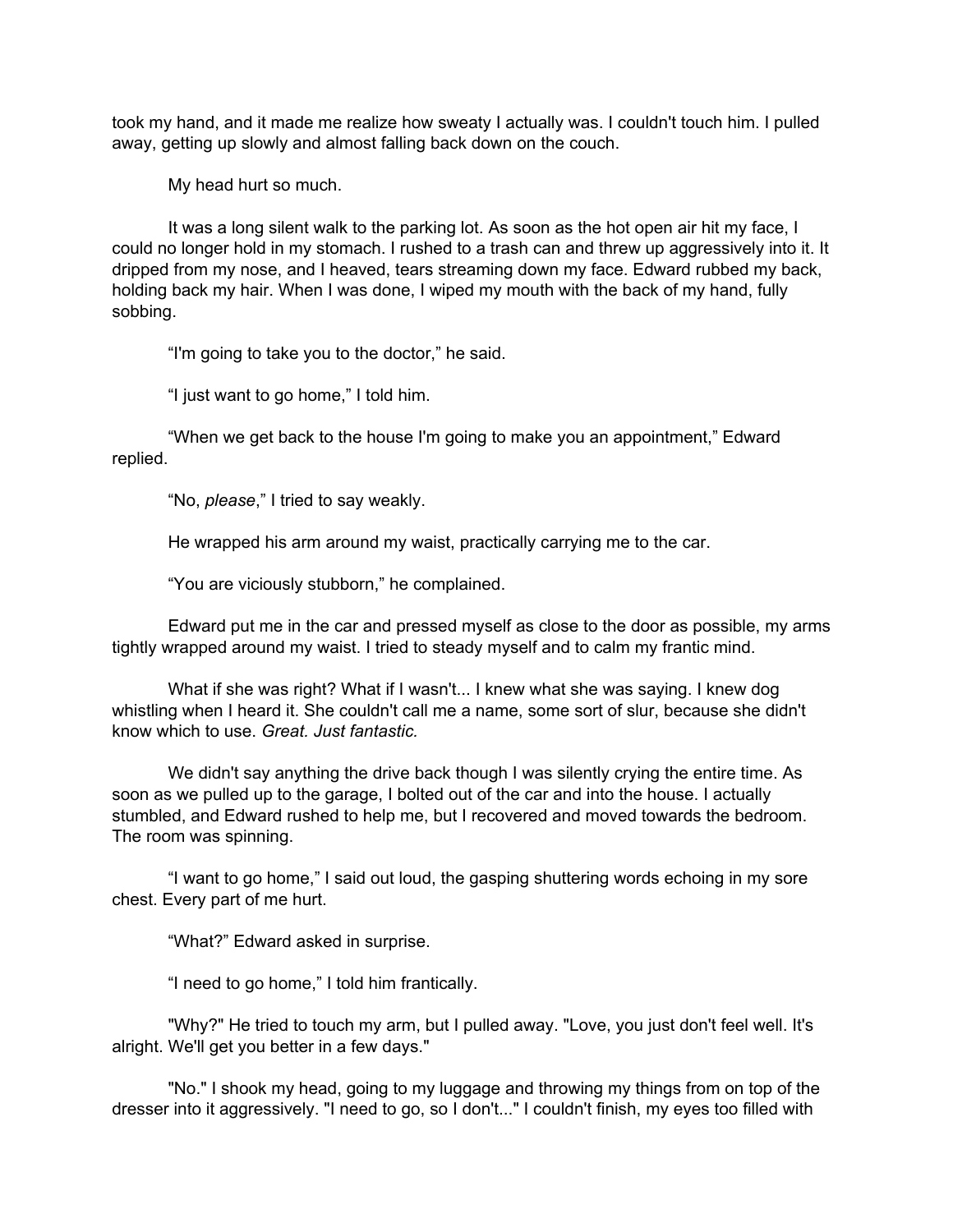took my hand, and it made me realize how sweaty I actually was. I couldn't touch him. I pulled away, getting up slowly and almost falling back down on the couch.

My head hurt so much.

It was a long silent walk to the parking lot. As soon as the hot open air hit my face, I could no longer hold in my stomach. I rushed to a trash can and threw up aggressively into it. It dripped from my nose, and I heaved, tears streaming down my face. Edward rubbed my back, holding back my hair. When I was done, I wiped my mouth with the back of my hand, fully sobbing.

“I'm going to take you to the doctor,” he said.

“I just want to go home,” I told him.

“When we get back to the house I'm going to make you an appointment,” Edward replied.

“No, *please*,” I tried to say weakly.

He wrapped his arm around my waist, practically carrying me to the car.

“You are viciously stubborn,” he complained.

Edward put me in the car and pressed myself as close to the door as possible, my arms tightly wrapped around my waist. I tried to steady myself and to calm my frantic mind.

What if she was right? What if I wasn't... I knew what she was saying. I knew dog whistling when I heard it. She couldn't call me a name, some sort of slur, because she didn't know which to use. *Great. Just fantastic.*

We didn't say anything the drive back though I was silently crying the entire time. As soon as we pulled up to the garage, I bolted out of the car and into the house. I actually stumbled, and Edward rushed to help me, but I recovered and moved towards the bedroom. The room was spinning.

“I want to go home,” I said out loud, the gasping shuttering words echoing in my sore chest. Every part of me hurt.

“What?” Edward asked in surprise.

“I need to go home,” I told him frantically.

"Why?" He tried to touch my arm, but I pulled away. "Love, you just don't feel well. It's alright. We'll get you better in a few days."

"No." I shook my head, going to my luggage and throwing my things from on top of the dresser into it aggressively. "I need to go, so I don't..." I couldn't finish, my eyes too filled with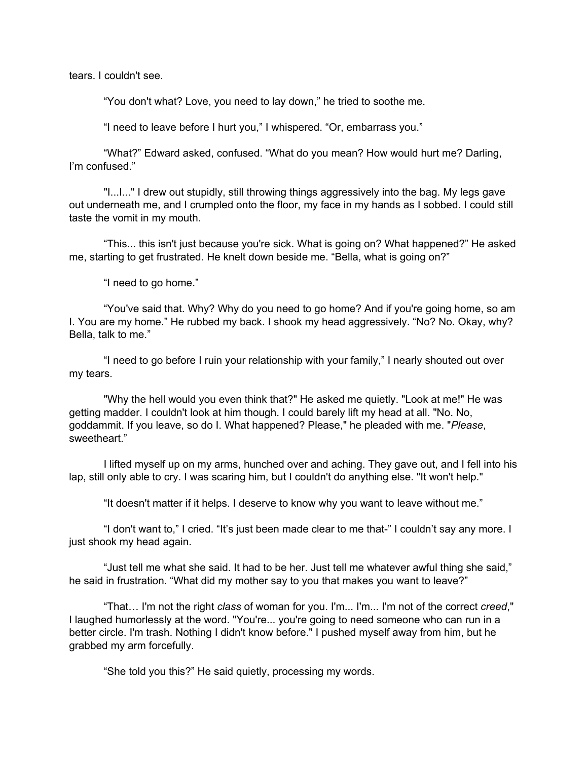tears. I couldn't see.

“You don't what? Love, you need to lay down,” he tried to soothe me.

“I need to leave before I hurt you,” I whispered. “Or, embarrass you.”

“What?” Edward asked, confused. “What do you mean? How would hurt me? Darling, I’m confused.”

"I...I..." I drew out stupidly, still throwing things aggressively into the bag. My legs gave out underneath me, and I crumpled onto the floor, my face in my hands as I sobbed. I could still taste the vomit in my mouth.

“This... this isn't just because you're sick. What is going on? What happened?” He asked me, starting to get frustrated. He knelt down beside me. “Bella, what is going on?”

“I need to go home.”

“You've said that. Why? Why do you need to go home? And if you're going home, so am I. You are my home.” He rubbed my back. I shook my head aggressively. “No? No. Okay, why? Bella, talk to me.”

“I need to go before I ruin your relationship with your family,” I nearly shouted out over my tears.

"Why the hell would you even think that?" He asked me quietly. "Look at me!" He was getting madder. I couldn't look at him though. I could barely lift my head at all. "No. No, goddammit. If you leave, so do I. What happened? Please," he pleaded with me. "*Please*, sweetheart.”

I lifted myself up on my arms, hunched over and aching. They gave out, and I fell into his lap, still only able to cry. I was scaring him, but I couldn't do anything else. "It won't help."

“It doesn't matter if it helps. I deserve to know why you want to leave without me.”

“I don't want to,” I cried. “It’s just been made clear to me that-” I couldn’t say any more. I just shook my head again.

“Just tell me what she said. It had to be her. Just tell me whatever awful thing she said,” he said in frustration. “What did my mother say to you that makes you want to leave?”

“That… I'm not the right *class* of woman for you. I'm... I'm... I'm not of the correct *creed*," I laughed humorlessly at the word. "You're... you're going to need someone who can run in a better circle. I'm trash. Nothing I didn't know before." I pushed myself away from him, but he grabbed my arm forcefully.

“She told you this?” He said quietly, processing my words.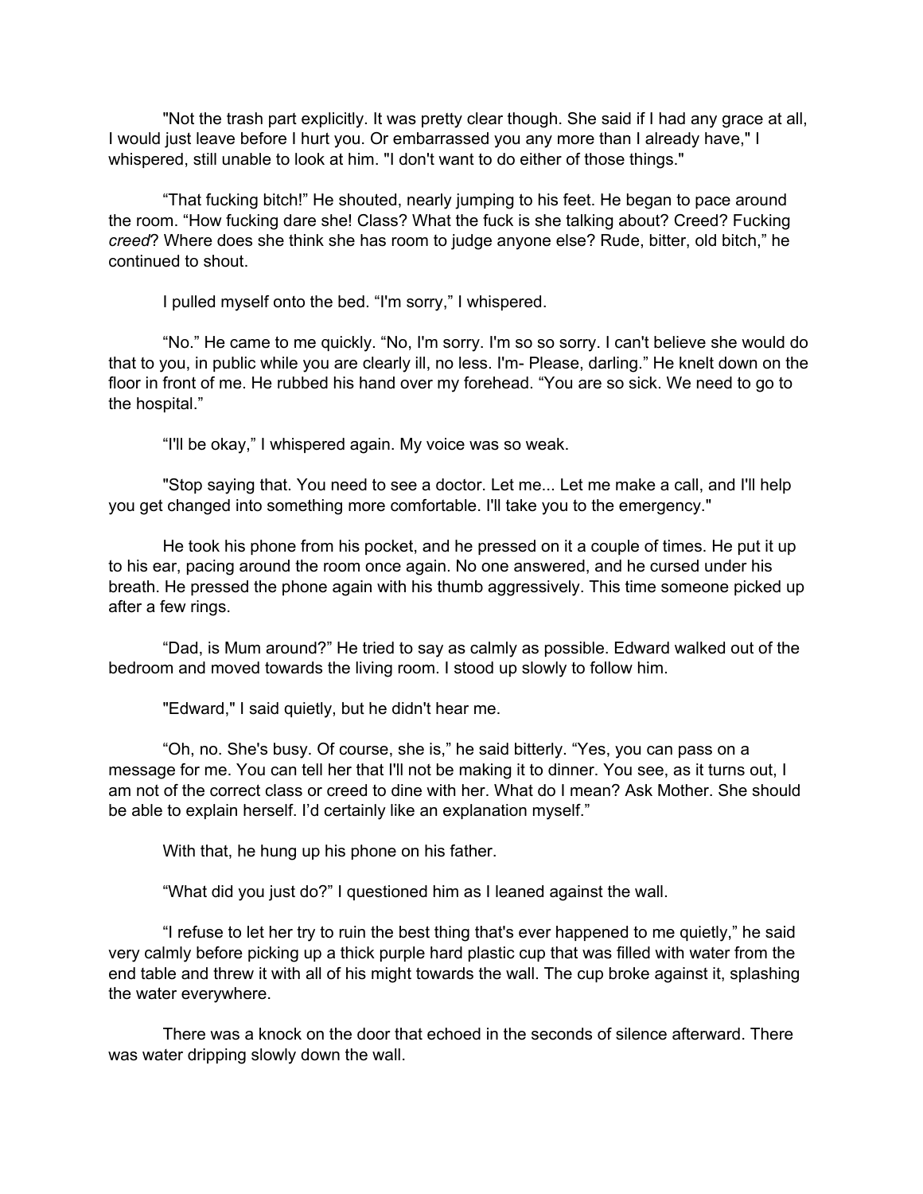"Not the trash part explicitly. It was pretty clear though. She said if I had any grace at all, I would just leave before I hurt you. Or embarrassed you any more than I already have," I whispered, still unable to look at him. "I don't want to do either of those things."

"That fucking bitch!" He shouted, nearly jumping to his feet. He began to pace around the room. "How fucking dare she! Class? What the fuck is she talking about? Creed? Fucking *creed*? Where does she think she has room to judge anyone else? Rude, bitter, old bitch," he continued to shout.

I pulled myself onto the bed. "I'm sorry," I whispered.

"No." He came to me quickly. "No, I'm sorry. I'm so so sorry. I can't believe she would do that to you, in public while you are clearly ill, no less. I'm- Please, darling." He knelt down on the floor in front of me. He rubbed his hand over my forehead. "You are so sick. We need to go to the hospital."

"I'll be okay," I whispered again. My voice was so weak.

"Stop saying that. You need to see a doctor. Let me... Let me make a call, and I'll help you get changed into something more comfortable. I'll take you to the emergency."

He took his phone from his pocket, and he pressed on it a couple of times. He put it up to his ear, pacing around the room once again. No one answered, and he cursed under his breath. He pressed the phone again with his thumb aggressively. This time someone picked up after a few rings.

"Dad, is Mum around?" He tried to say as calmly as possible. Edward walked out of the bedroom and moved towards the living room. I stood up slowly to follow him.

"Edward," I said quietly, but he didn't hear me.

"Oh, no. She's busy. Of course, she is," he said bitterly. "Yes, you can pass on a message for me. You can tell her that I'll not be making it to dinner. You see, as it turns out, I am not of the correct class or creed to dine with her. What do I mean? Ask Mother. She should be able to explain herself. I'd certainly like an explanation myself."

With that, he hung up his phone on his father.

"What did you just do?" I questioned him as I leaned against the wall.

"I refuse to let her try to ruin the best thing that's ever happened to me quietly," he said very calmly before picking up a thick purple hard plastic cup that was filled with water from the end table and threw it with all of his might towards the wall. The cup broke against it, splashing the water everywhere.

There was a knock on the door that echoed in the seconds of silence afterward. There was water dripping slowly down the wall.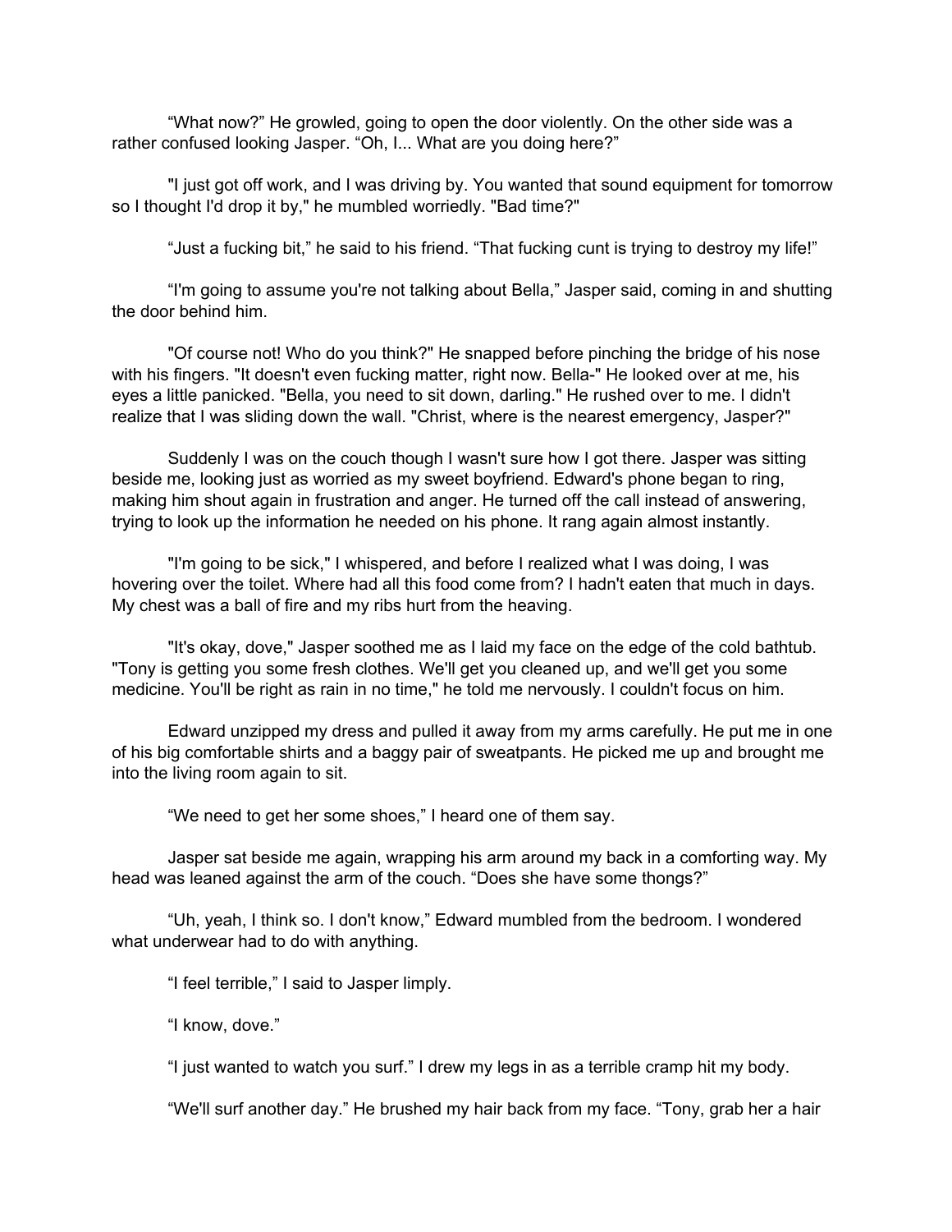“What now?” He growled, going to open the door violently. On the other side was a rather confused looking Jasper. “Oh, I... What are you doing here?”

"I just got off work, and I was driving by. You wanted that sound equipment for tomorrow so I thought I'd drop it by," he mumbled worriedly. "Bad time?"

“Just a fucking bit,” he said to his friend. “That fucking cunt is trying to destroy my life!”

“I'm going to assume you're not talking about Bella,” Jasper said, coming in and shutting the door behind him.

"Of course not! Who do you think?" He snapped before pinching the bridge of his nose with his fingers. "It doesn't even fucking matter, right now. Bella-" He looked over at me, his eyes a little panicked. "Bella, you need to sit down, darling." He rushed over to me. I didn't realize that I was sliding down the wall. "Christ, where is the nearest emergency, Jasper?"

Suddenly I was on the couch though I wasn't sure how I got there. Jasper was sitting beside me, looking just as worried as my sweet boyfriend. Edward's phone began to ring, making him shout again in frustration and anger. He turned off the call instead of answering, trying to look up the information he needed on his phone. It rang again almost instantly.

"I'm going to be sick," I whispered, and before I realized what I was doing, I was hovering over the toilet. Where had all this food come from? I hadn't eaten that much in days. My chest was a ball of fire and my ribs hurt from the heaving.

"It's okay, dove," Jasper soothed me as I laid my face on the edge of the cold bathtub. "Tony is getting you some fresh clothes. We'll get you cleaned up, and we'll get you some medicine. You'll be right as rain in no time," he told me nervously. I couldn't focus on him.

Edward unzipped my dress and pulled it away from my arms carefully. He put me in one of his big comfortable shirts and a baggy pair of sweatpants. He picked me up and brought me into the living room again to sit.

“We need to get her some shoes,” I heard one of them say.

Jasper sat beside me again, wrapping his arm around my back in a comforting way. My head was leaned against the arm of the couch. “Does she have some thongs?”

“Uh, yeah, I think so. I don't know,” Edward mumbled from the bedroom. I wondered what underwear had to do with anything.

“I feel terrible,” I said to Jasper limply.

“I know, dove.”

“I just wanted to watch you surf.” I drew my legs in as a terrible cramp hit my body.

“We'll surf another day.” He brushed my hair back from my face. “Tony, grab her a hair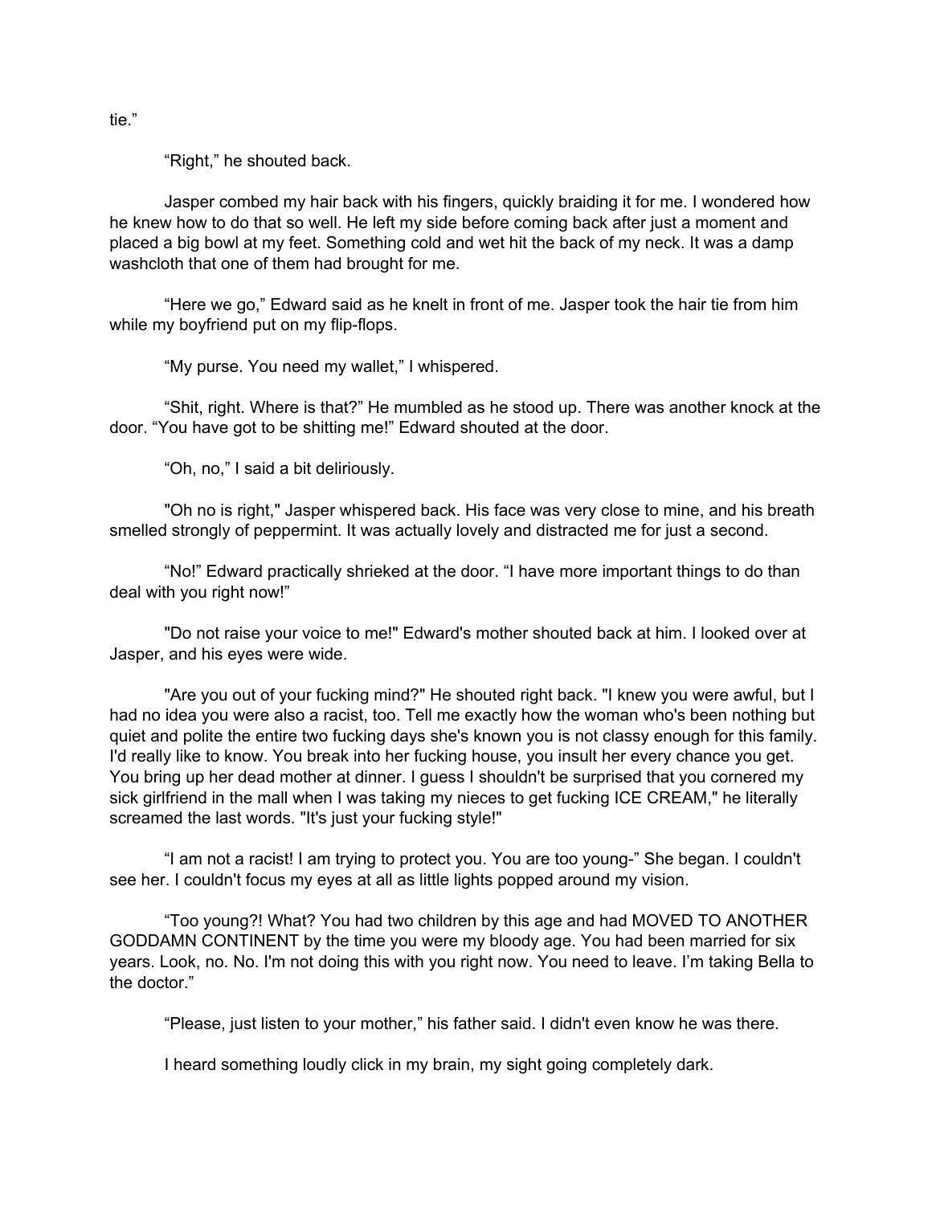tie."

"Right," he shouted back.

Jasper combed my hair back with his fingers, quickly braiding it for me. I wondered how he knew how to do that so well. He left my side before coming back after just a moment and placed a big bowl at my feet. Something cold and wet hit the back of my neck. It was a damp washcloth that one of them had brought for me.

"Here we go," Edward said as he knelt in front of me. Jasper took the hair tie from him while my boyfriend put on my flip-flops.

"My purse. You need my wallet," I whispered.

"Shit, right. Where is that?" He mumbled as he stood up. There was another knock at the door. "You have got to be shitting me!" Edward shouted at the door.

"Oh, no," I said a bit deliriously.

"Oh no is right," Jasper whispered back. His face was very close to mine, and his breath smelled strongly of peppermint. It was actually lovely and distracted me for just a second.

"No!" Edward practically shrieked at the door. "I have more important things to do than deal with you right now!"

"Do not raise your voice to me!" Edward's mother shouted back at him. I looked over at Jasper, and his eyes were wide.

"Are you out of your fucking mind?" He shouted right back. "I knew you were awful, but I had no idea you were also a racist, too. Tell me exactly how the woman who's been nothing but quiet and polite the entire two fucking days she's known you is not classy enough for this family. I'd really like to know. You break into her fucking house, you insult her every chance you get. You bring up her dead mother at dinner. I guess I shouldn't be surprised that you cornered my sick girlfriend in the mall when I was taking my nieces to get fucking ICE CREAM," he literally screamed the last words. "It's just your fucking style!"

"I am not a racist! I am trying to protect you. You are too young-" She began. I couldn't see her. I couldn't focus my eyes at all as little lights popped around my vision.

"Too young?! What? You had two children by this age and had MOVED TO ANOTHER GODDAMN CONTINENT by the time you were my bloody age. You had been married for six years. Look, no. No. I'm not doing this with you right now. You need to leave. I'm taking Bella to the doctor."

"Please, just listen to your mother," his father said. I didn't even know he was there.

I heard something loudly click in my brain, my sight going completely dark.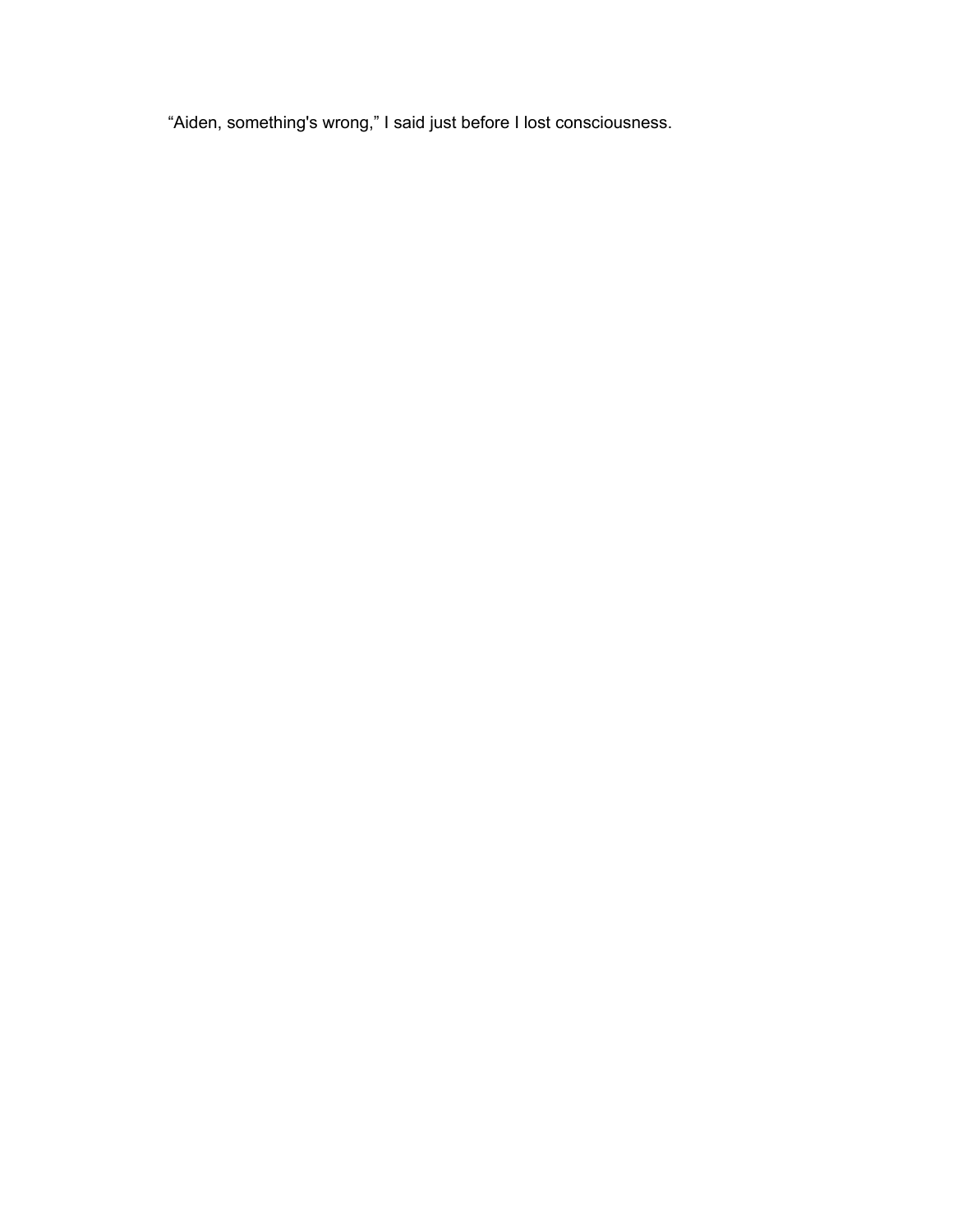“Aiden, something's wrong,” I said just before I lost consciousness.